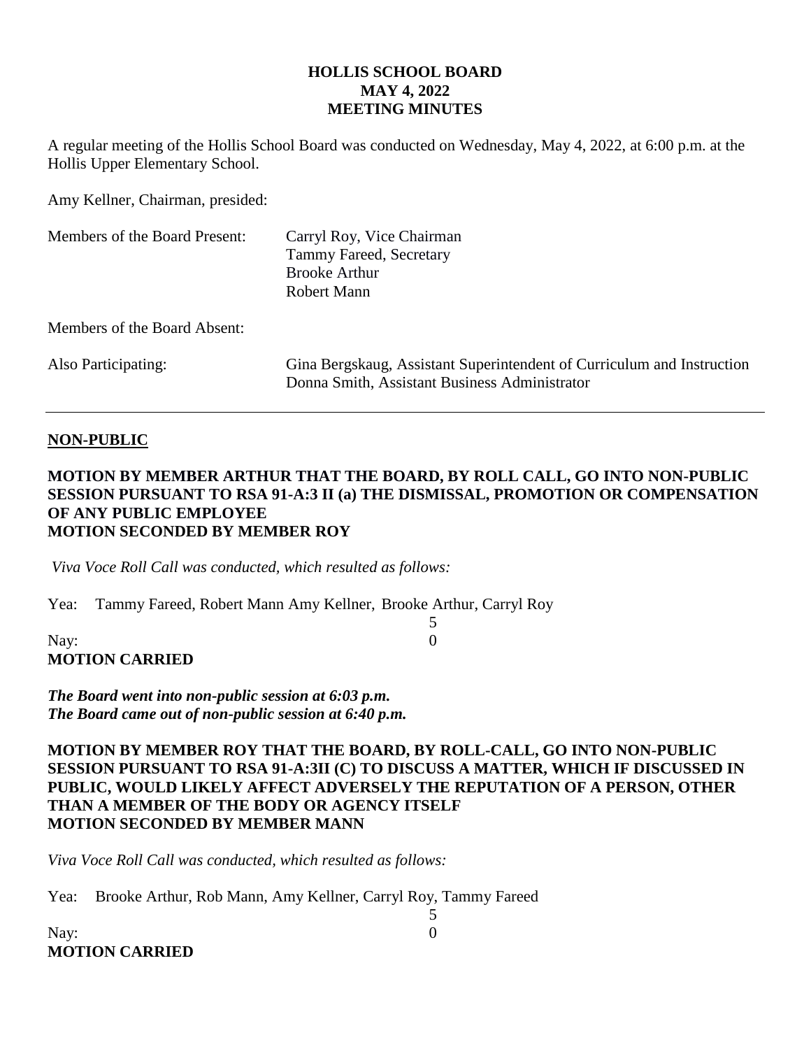# HOLLIS SCHOOL BOARD
## MAY 4, 2022
## MEETING MINUTES

A regular meeting of the Hollis School Board was conducted on Wednesday, May 4, 2022, at 6:00 p.m. at the Hollis Upper Elementary School.

Amy Kellner, Chairman, presided:

| | |
|---|---|
| Members of the Board Present: | Carryl Roy, Vice Chairman<br>Tammy Fareed, Secretary<br>Brooke Arthur<br>Robert Mann |
| Members of the Board Absent: | |
| Also Participating: | Gina Bergskaug, Assistant Superintendent of Curriculum and Instruction<br>Donna Smith, Assistant Business Administrator |

---

**NON-PUBLIC**

**MOTION BY MEMBER ARTHUR THAT THE BOARD, BY ROLL CALL, GO INTO NON-PUBLIC SESSION PURSUANT TO RSA 91-A:3 II (a) THE DISMISSAL, PROMOTION OR COMPENSATION OF ANY PUBLIC EMPLOYEE**
**MOTION SECONDED BY MEMBER ROY**

*Viva Voce Roll Call was conducted, which resulted as follows:*

Yea: Tammy Fareed, Robert Mann Amy Kellner, Brooke Arthur, Carryl Roy 5

Nay: 0

**MOTION CARRIED**

***The Board went into non-public session at 6:03 p.m.***
***The Board came out of non-public session at 6:40 p.m.***

**MOTION BY MEMBER ROY THAT THE BOARD, BY ROLL-CALL, GO INTO NON-PUBLIC SESSION PURSUANT TO RSA 91-A:3II (C) TO DISCUSS A MATTER, WHICH IF DISCUSSED IN PUBLIC, WOULD LIKELY AFFECT ADVERSELY THE REPUTATION OF A PERSON, OTHER THAN A MEMBER OF THE BODY OR AGENCY ITSELF**
**MOTION SECONDED BY MEMBER MANN**

*Viva Voce Roll Call was conducted, which resulted as follows:*

Yea: Brooke Arthur, Rob Mann, Amy Kellner, Carryl Roy, Tammy Fareed 5

Nay: 0

**MOTION CARRIED**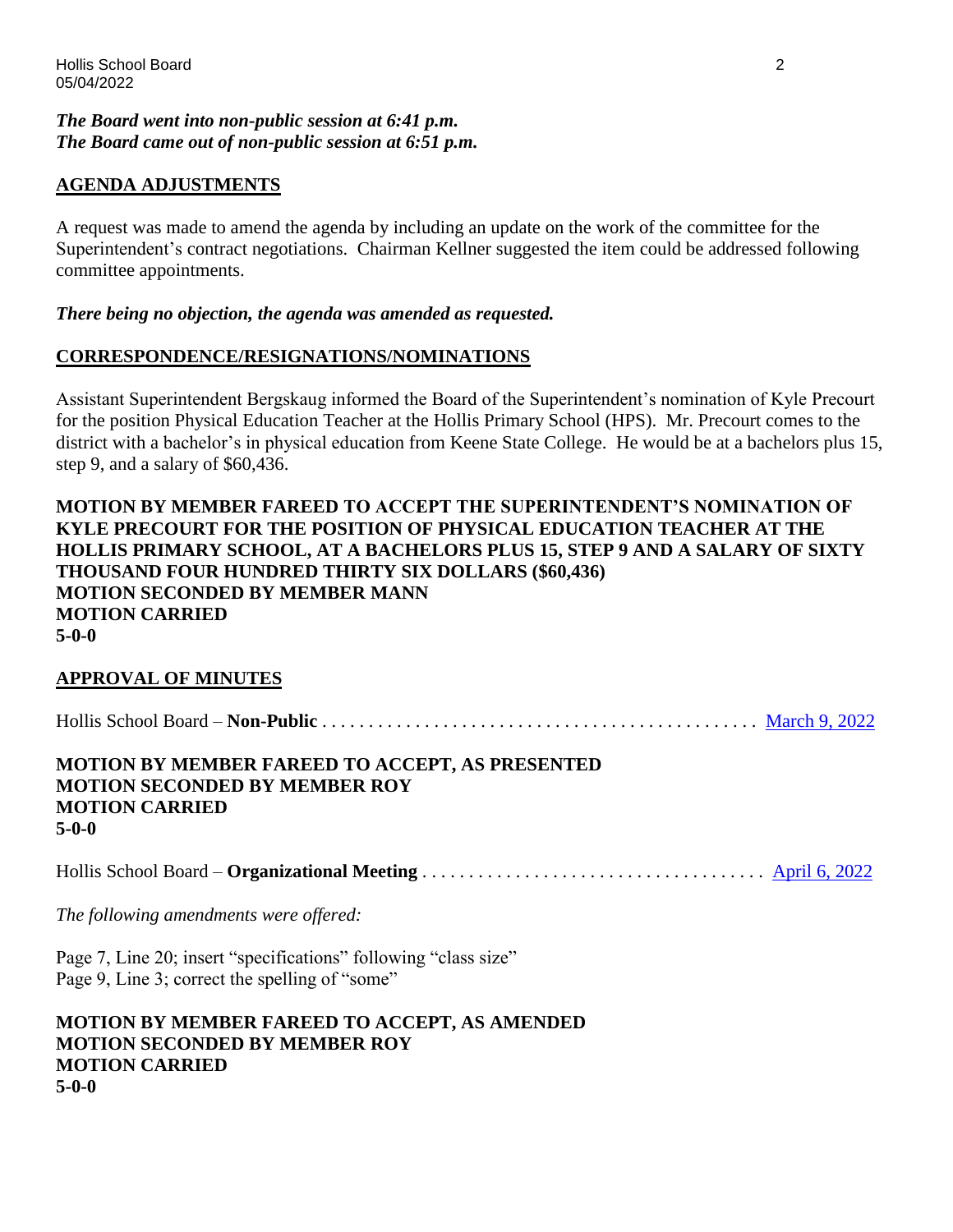***The Board went into non-public session at 6:41 p.m.***
***The Board came out of non-public session at 6:51 p.m.***

## AGENDA ADJUSTMENTS

A request was made to amend the agenda by including an update on the work of the committee for the Superintendent's contract negotiations. Chairman Kellner suggested the item could be addressed following committee appointments.

***There being no objection, the agenda was amended as requested.***

## CORRESPONDENCE/RESIGNATIONS/NOMINATIONS

Assistant Superintendent Bergskaug informed the Board of the Superintendent's nomination of Kyle Precourt for the position Physical Education Teacher at the Hollis Primary School (HPS). Mr. Precourt comes to the district with a bachelor's in physical education from Keene State College. He would be at a bachelors plus 15, step 9, and a salary of $60,436.

**MOTION BY MEMBER FAREED TO ACCEPT THE SUPERINTENDENT'S NOMINATION OF KYLE PRECOURT FOR THE POSITION OF PHYSICAL EDUCATION TEACHER AT THE HOLLIS PRIMARY SCHOOL, AT A BACHELORS PLUS 15, STEP 9 AND A SALARY OF SIXTY THOUSAND FOUR HUNDRED THIRTY SIX DOLLARS ($60,436)**
**MOTION SECONDED BY MEMBER MANN**
**MOTION CARRIED**
**5-0-0**

## APPROVAL OF MINUTES

Hollis School Board – **Non-Public** . . . . . . . . . . . . . . . . . . . . . . . . . . . . . . . . . . . . . . . . . . . . . . March 9, 2022

**MOTION BY MEMBER FAREED TO ACCEPT, AS PRESENTED**
**MOTION SECONDED BY MEMBER ROY**
**MOTION CARRIED**
**5-0-0**

Hollis School Board – **Organizational Meeting** . . . . . . . . . . . . . . . . . . . . . . . . . . . . . . . . . . . . April 6, 2022

*The following amendments were offered:*

Page 7, Line 20; insert "specifications" following "class size"
Page 9, Line 3; correct the spelling of "some"

**MOTION BY MEMBER FAREED TO ACCEPT, AS AMENDED**
**MOTION SECONDED BY MEMBER ROY**
**MOTION CARRIED**
**5-0-0**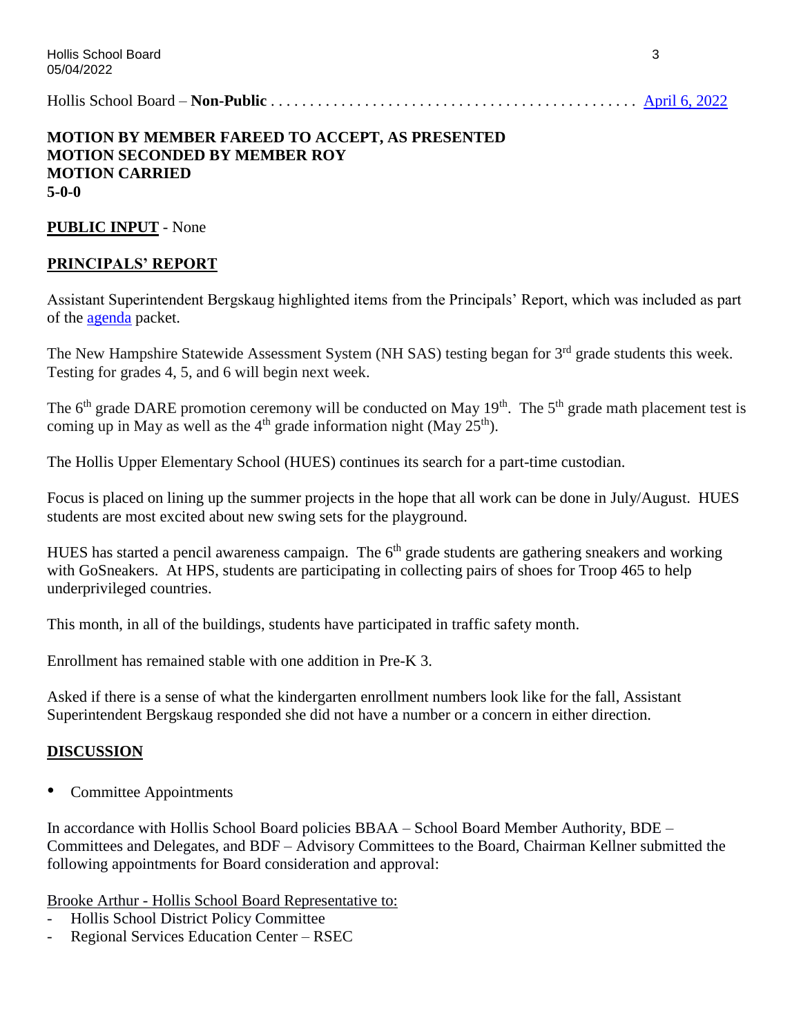Hollis School Board – **Non-Public** . . . . . . . . . . . . . . . . . . . . . . . . . . . . . . . . . . . . . . . . . . . . . April 6, 2022

**MOTION BY MEMBER FAREED TO ACCEPT, AS PRESENTED**
**MOTION SECONDED BY MEMBER ROY**
**MOTION CARRIED**
**5-0-0**

**PUBLIC INPUT** - None

## PRINCIPALS' REPORT

Assistant Superintendent Bergskaug highlighted items from the Principals' Report, which was included as part of the agenda packet.

The New Hampshire Statewide Assessment System (NH SAS) testing began for 3rd grade students this week. Testing for grades 4, 5, and 6 will begin next week.

The 6th grade DARE promotion ceremony will be conducted on May 19th. The 5th grade math placement test is coming up in May as well as the 4th grade information night (May 25th).

The Hollis Upper Elementary School (HUES) continues its search for a part-time custodian.

Focus is placed on lining up the summer projects in the hope that all work can be done in July/August. HUES students are most excited about new swing sets for the playground.

HUES has started a pencil awareness campaign. The 6th grade students are gathering sneakers and working with GoSneakers. At HPS, students are participating in collecting pairs of shoes for Troop 465 to help underprivileged countries.

This month, in all of the buildings, students have participated in traffic safety month.

Enrollment has remained stable with one addition in Pre-K 3.

Asked if there is a sense of what the kindergarten enrollment numbers look like for the fall, Assistant Superintendent Bergskaug responded she did not have a number or a concern in either direction.

## DISCUSSION

- Committee Appointments

In accordance with Hollis School Board policies BBAA – School Board Member Authority, BDE – Committees and Delegates, and BDF – Advisory Committees to the Board, Chairman Kellner submitted the following appointments for Board consideration and approval:

Brooke Arthur - Hollis School Board Representative to:
- Hollis School District Policy Committee
- Regional Services Education Center – RSEC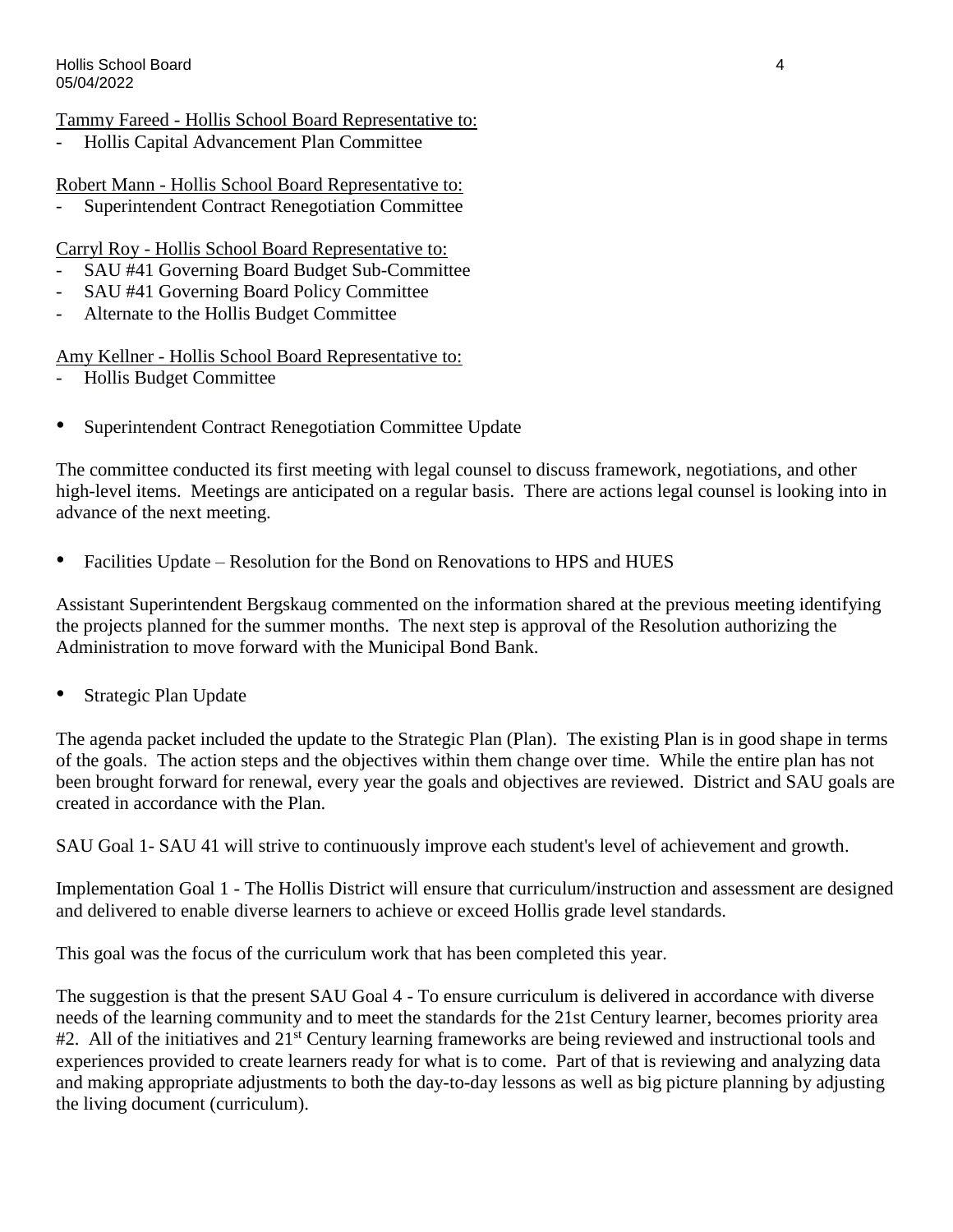<u>Tammy Fareed - Hollis School Board Representative to:</u>
- Hollis Capital Advancement Plan Committee

<u>Robert Mann - Hollis School Board Representative to:</u>
- Superintendent Contract Renegotiation Committee

<u>Carryl Roy - Hollis School Board Representative to:</u>
- SAU #41 Governing Board Budget Sub-Committee
- SAU #41 Governing Board Policy Committee
- Alternate to the Hollis Budget Committee

<u>Amy Kellner - Hollis School Board Representative to:</u>
- Hollis Budget Committee

- Superintendent Contract Renegotiation Committee Update

The committee conducted its first meeting with legal counsel to discuss framework, negotiations, and other high-level items. Meetings are anticipated on a regular basis. There are actions legal counsel is looking into in advance of the next meeting.

- Facilities Update – Resolution for the Bond on Renovations to HPS and HUES

Assistant Superintendent Bergskaug commented on the information shared at the previous meeting identifying the projects planned for the summer months. The next step is approval of the Resolution authorizing the Administration to move forward with the Municipal Bond Bank.

- Strategic Plan Update

The agenda packet included the update to the Strategic Plan (Plan). The existing Plan is in good shape in terms of the goals. The action steps and the objectives within them change over time. While the entire plan has not been brought forward for renewal, every year the goals and objectives are reviewed. District and SAU goals are created in accordance with the Plan.

SAU Goal 1- SAU 41 will strive to continuously improve each student's level of achievement and growth.

Implementation Goal 1 - The Hollis District will ensure that curriculum/instruction and assessment are designed and delivered to enable diverse learners to achieve or exceed Hollis grade level standards.

This goal was the focus of the curriculum work that has been completed this year.

The suggestion is that the present SAU Goal 4 - To ensure curriculum is delivered in accordance with diverse needs of the learning community and to meet the standards for the 21st Century learner, becomes priority area #2. All of the initiatives and 21st Century learning frameworks are being reviewed and instructional tools and experiences provided to create learners ready for what is to come. Part of that is reviewing and analyzing data and making appropriate adjustments to both the day-to-day lessons as well as big picture planning by adjusting the living document (curriculum).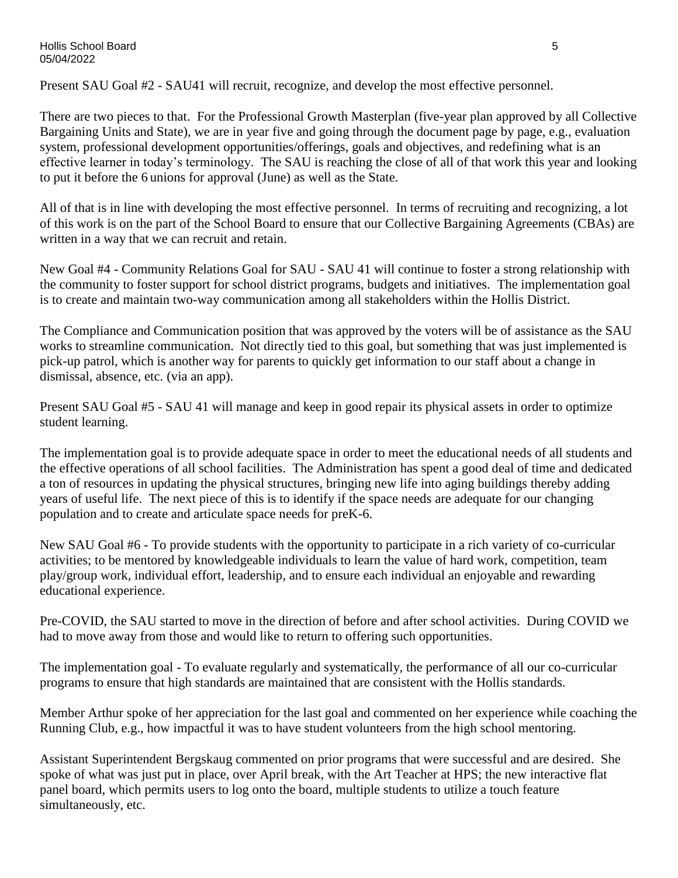Present SAU Goal #2 - SAU41 will recruit, recognize, and develop the most effective personnel.

There are two pieces to that. For the Professional Growth Masterplan (five-year plan approved by all Collective Bargaining Units and State), we are in year five and going through the document page by page, e.g., evaluation system, professional development opportunities/offerings, goals and objectives, and redefining what is an effective learner in today's terminology. The SAU is reaching the close of all of that work this year and looking to put it before the 6 unions for approval (June) as well as the State.

All of that is in line with developing the most effective personnel. In terms of recruiting and recognizing, a lot of this work is on the part of the School Board to ensure that our Collective Bargaining Agreements (CBAs) are written in a way that we can recruit and retain.

New Goal #4 - Community Relations Goal for SAU - SAU 41 will continue to foster a strong relationship with the community to foster support for school district programs, budgets and initiatives. The implementation goal is to create and maintain two-way communication among all stakeholders within the Hollis District.

The Compliance and Communication position that was approved by the voters will be of assistance as the SAU works to streamline communication. Not directly tied to this goal, but something that was just implemented is pick-up patrol, which is another way for parents to quickly get information to our staff about a change in dismissal, absence, etc. (via an app).

Present SAU Goal #5 - SAU 41 will manage and keep in good repair its physical assets in order to optimize student learning.

The implementation goal is to provide adequate space in order to meet the educational needs of all students and the effective operations of all school facilities. The Administration has spent a good deal of time and dedicated a ton of resources in updating the physical structures, bringing new life into aging buildings thereby adding years of useful life. The next piece of this is to identify if the space needs are adequate for our changing population and to create and articulate space needs for preK-6.

New SAU Goal #6 - To provide students with the opportunity to participate in a rich variety of co-curricular activities; to be mentored by knowledgeable individuals to learn the value of hard work, competition, team play/group work, individual effort, leadership, and to ensure each individual an enjoyable and rewarding educational experience.

Pre-COVID, the SAU started to move in the direction of before and after school activities. During COVID we had to move away from those and would like to return to offering such opportunities.

The implementation goal - To evaluate regularly and systematically, the performance of all our co-curricular programs to ensure that high standards are maintained that are consistent with the Hollis standards.

Member Arthur spoke of her appreciation for the last goal and commented on her experience while coaching the Running Club, e.g., how impactful it was to have student volunteers from the high school mentoring.

Assistant Superintendent Bergskaug commented on prior programs that were successful and are desired. She spoke of what was just put in place, over April break, with the Art Teacher at HPS; the new interactive flat panel board, which permits users to log onto the board, multiple students to utilize a touch feature simultaneously, etc.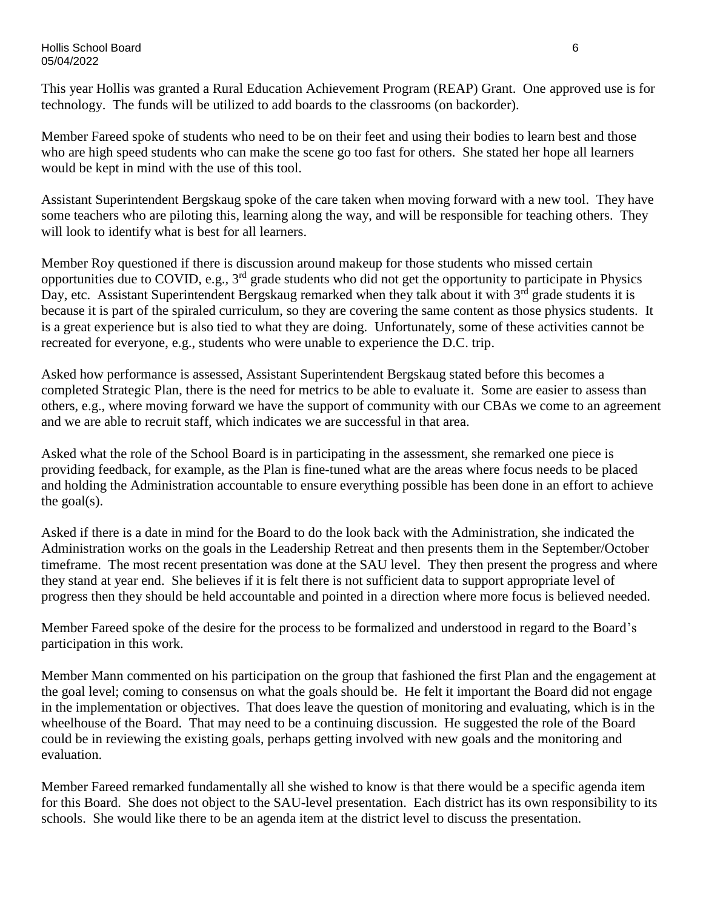This year Hollis was granted a Rural Education Achievement Program (REAP) Grant. One approved use is for technology. The funds will be utilized to add boards to the classrooms (on backorder).

Member Fareed spoke of students who need to be on their feet and using their bodies to learn best and those who are high speed students who can make the scene go too fast for others. She stated her hope all learners would be kept in mind with the use of this tool.

Assistant Superintendent Bergskaug spoke of the care taken when moving forward with a new tool. They have some teachers who are piloting this, learning along the way, and will be responsible for teaching others. They will look to identify what is best for all learners.

Member Roy questioned if there is discussion around makeup for those students who missed certain opportunities due to COVID, e.g., 3rd grade students who did not get the opportunity to participate in Physics Day, etc. Assistant Superintendent Bergskaug remarked when they talk about it with 3rd grade students it is because it is part of the spiraled curriculum, so they are covering the same content as those physics students. It is a great experience but is also tied to what they are doing. Unfortunately, some of these activities cannot be recreated for everyone, e.g., students who were unable to experience the D.C. trip.

Asked how performance is assessed, Assistant Superintendent Bergskaug stated before this becomes a completed Strategic Plan, there is the need for metrics to be able to evaluate it. Some are easier to assess than others, e.g., where moving forward we have the support of community with our CBAs we come to an agreement and we are able to recruit staff, which indicates we are successful in that area.

Asked what the role of the School Board is in participating in the assessment, she remarked one piece is providing feedback, for example, as the Plan is fine-tuned what are the areas where focus needs to be placed and holding the Administration accountable to ensure everything possible has been done in an effort to achieve the goal(s).

Asked if there is a date in mind for the Board to do the look back with the Administration, she indicated the Administration works on the goals in the Leadership Retreat and then presents them in the September/October timeframe. The most recent presentation was done at the SAU level. They then present the progress and where they stand at year end. She believes if it is felt there is not sufficient data to support appropriate level of progress then they should be held accountable and pointed in a direction where more focus is believed needed.

Member Fareed spoke of the desire for the process to be formalized and understood in regard to the Board's participation in this work.

Member Mann commented on his participation on the group that fashioned the first Plan and the engagement at the goal level; coming to consensus on what the goals should be. He felt it important the Board did not engage in the implementation or objectives. That does leave the question of monitoring and evaluating, which is in the wheelhouse of the Board. That may need to be a continuing discussion. He suggested the role of the Board could be in reviewing the existing goals, perhaps getting involved with new goals and the monitoring and evaluation.

Member Fareed remarked fundamentally all she wished to know is that there would be a specific agenda item for this Board. She does not object to the SAU-level presentation. Each district has its own responsibility to its schools. She would like there to be an agenda item at the district level to discuss the presentation.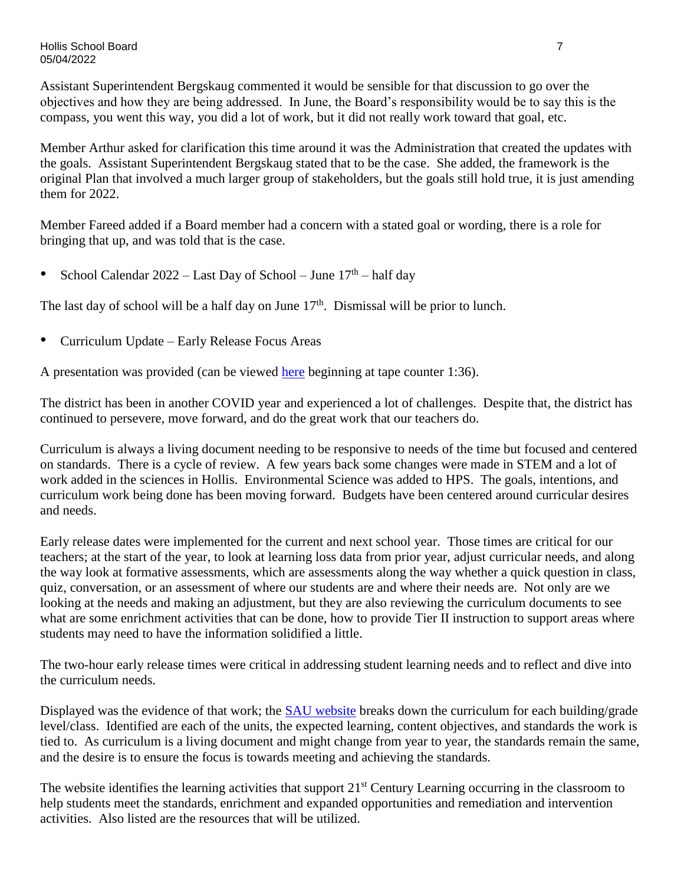Assistant Superintendent Bergskaug commented it would be sensible for that discussion to go over the objectives and how they are being addressed. In June, the Board's responsibility would be to say this is the compass, you went this way, you did a lot of work, but it did not really work toward that goal, etc.

Member Arthur asked for clarification this time around it was the Administration that created the updates with the goals. Assistant Superintendent Bergskaug stated that to be the case. She added, the framework is the original Plan that involved a much larger group of stakeholders, but the goals still hold true, it is just amending them for 2022.

Member Fareed added if a Board member had a concern with a stated goal or wording, there is a role for bringing that up, and was told that is the case.

- School Calendar 2022 – Last Day of School – June 17th – half day

The last day of school will be a half day on June 17th. Dismissal will be prior to lunch.

- Curriculum Update – Early Release Focus Areas

A presentation was provided (can be viewed here beginning at tape counter 1:36).

The district has been in another COVID year and experienced a lot of challenges. Despite that, the district has continued to persevere, move forward, and do the great work that our teachers do.

Curriculum is always a living document needing to be responsive to needs of the time but focused and centered on standards. There is a cycle of review. A few years back some changes were made in STEM and a lot of work added in the sciences in Hollis. Environmental Science was added to HPS. The goals, intentions, and curriculum work being done has been moving forward. Budgets have been centered around curricular desires and needs.

Early release dates were implemented for the current and next school year. Those times are critical for our teachers; at the start of the year, to look at learning loss data from prior year, adjust curricular needs, and along the way look at formative assessments, which are assessments along the way whether a quick question in class, quiz, conversation, or an assessment of where our students are and where their needs are. Not only are we looking at the needs and making an adjustment, but they are also reviewing the curriculum documents to see what are some enrichment activities that can be done, how to provide Tier II instruction to support areas where students may need to have the information solidified a little.

The two-hour early release times were critical in addressing student learning needs and to reflect and dive into the curriculum needs.

Displayed was the evidence of that work; the SAU website breaks down the curriculum for each building/grade level/class. Identified are each of the units, the expected learning, content objectives, and standards the work is tied to. As curriculum is a living document and might change from year to year, the standards remain the same, and the desire is to ensure the focus is towards meeting and achieving the standards.

The website identifies the learning activities that support 21st Century Learning occurring in the classroom to help students meet the standards, enrichment and expanded opportunities and remediation and intervention activities. Also listed are the resources that will be utilized.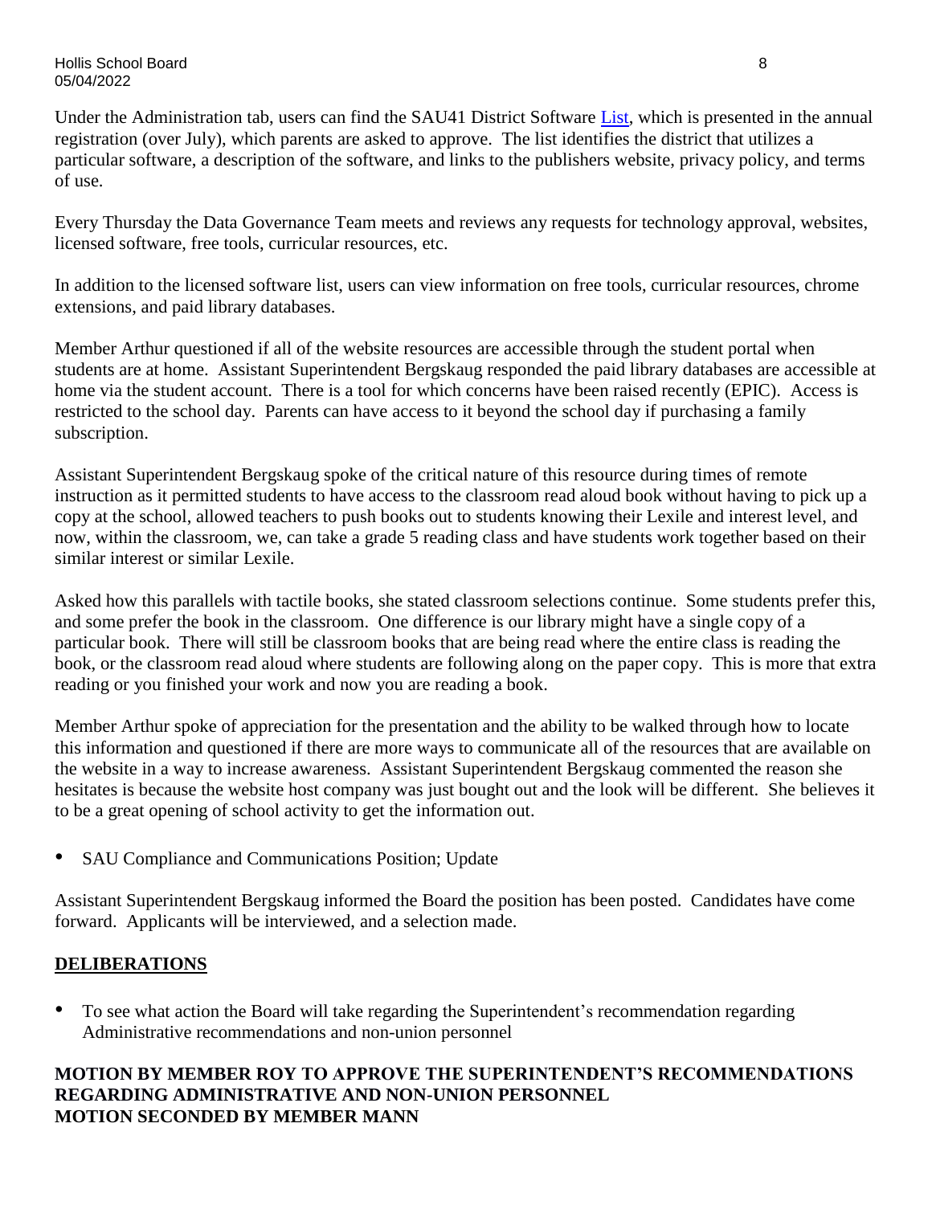Under the Administration tab, users can find the SAU41 District Software List, which is presented in the annual registration (over July), which parents are asked to approve. The list identifies the district that utilizes a particular software, a description of the software, and links to the publishers website, privacy policy, and terms of use.

Every Thursday the Data Governance Team meets and reviews any requests for technology approval, websites, licensed software, free tools, curricular resources, etc.

In addition to the licensed software list, users can view information on free tools, curricular resources, chrome extensions, and paid library databases.

Member Arthur questioned if all of the website resources are accessible through the student portal when students are at home. Assistant Superintendent Bergskaug responded the paid library databases are accessible at home via the student account. There is a tool for which concerns have been raised recently (EPIC). Access is restricted to the school day. Parents can have access to it beyond the school day if purchasing a family subscription.

Assistant Superintendent Bergskaug spoke of the critical nature of this resource during times of remote instruction as it permitted students to have access to the classroom read aloud book without having to pick up a copy at the school, allowed teachers to push books out to students knowing their Lexile and interest level, and now, within the classroom, we, can take a grade 5 reading class and have students work together based on their similar interest or similar Lexile.

Asked how this parallels with tactile books, she stated classroom selections continue. Some students prefer this, and some prefer the book in the classroom. One difference is our library might have a single copy of a particular book. There will still be classroom books that are being read where the entire class is reading the book, or the classroom read aloud where students are following along on the paper copy. This is more that extra reading or you finished your work and now you are reading a book.

Member Arthur spoke of appreciation for the presentation and the ability to be walked through how to locate this information and questioned if there are more ways to communicate all of the resources that are available on the website in a way to increase awareness. Assistant Superintendent Bergskaug commented the reason she hesitates is because the website host company was just bought out and the look will be different. She believes it to be a great opening of school activity to get the information out.

- SAU Compliance and Communications Position; Update

Assistant Superintendent Bergskaug informed the Board the position has been posted. Candidates have come forward. Applicants will be interviewed, and a selection made.

## DELIBERATIONS

- To see what action the Board will take regarding the Superintendent's recommendation regarding Administrative recommendations and non-union personnel

**MOTION BY MEMBER ROY TO APPROVE THE SUPERINTENDENT'S RECOMMENDATIONS REGARDING ADMINISTRATIVE AND NON-UNION PERSONNEL**
**MOTION SECONDED BY MEMBER MANN**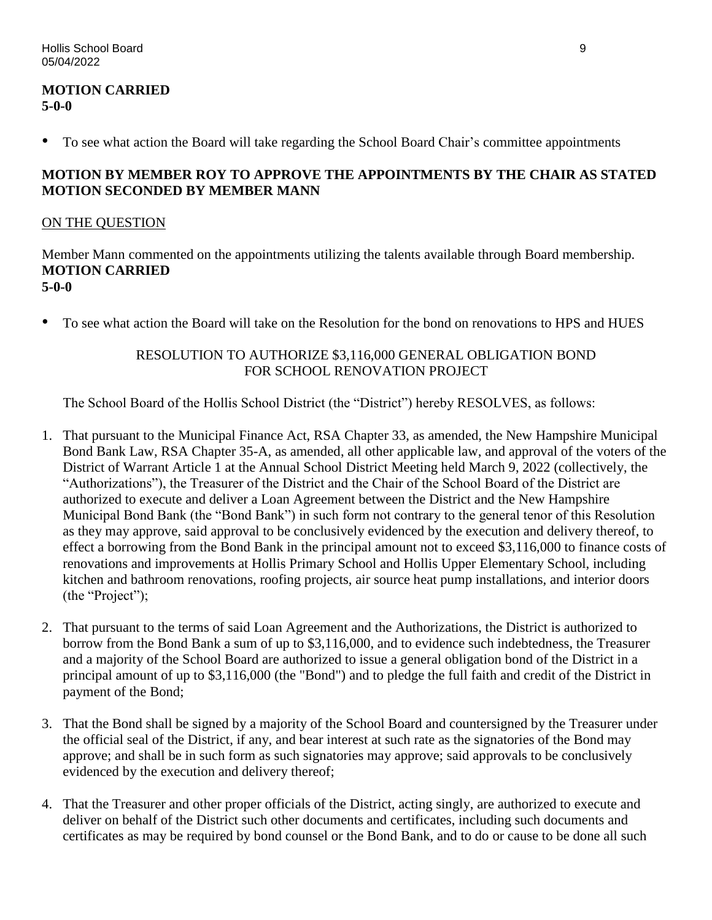**MOTION CARRIED**
**5-0-0**

- To see what action the Board will take regarding the School Board Chair's committee appointments

**MOTION BY MEMBER ROY TO APPROVE THE APPOINTMENTS BY THE CHAIR AS STATED**
**MOTION SECONDED BY MEMBER MANN**

<u>ON THE QUESTION</u>

Member Mann commented on the appointments utilizing the talents available through Board membership.
**MOTION CARRIED**
**5-0-0**

- To see what action the Board will take on the Resolution for the bond on renovations to HPS and HUES

RESOLUTION TO AUTHORIZE $3,116,000 GENERAL OBLIGATION BOND
FOR SCHOOL RENOVATION PROJECT

The School Board of the Hollis School District (the "District") hereby RESOLVES, as follows:

1. That pursuant to the Municipal Finance Act, RSA Chapter 33, as amended, the New Hampshire Municipal Bond Bank Law, RSA Chapter 35-A, as amended, all other applicable law, and approval of the voters of the District of Warrant Article 1 at the Annual School District Meeting held March 9, 2022 (collectively, the "Authorizations"), the Treasurer of the District and the Chair of the School Board of the District are authorized to execute and deliver a Loan Agreement between the District and the New Hampshire Municipal Bond Bank (the "Bond Bank") in such form not contrary to the general tenor of this Resolution as they may approve, said approval to be conclusively evidenced by the execution and delivery thereof, to effect a borrowing from the Bond Bank in the principal amount not to exceed $3,116,000 to finance costs of renovations and improvements at Hollis Primary School and Hollis Upper Elementary School, including kitchen and bathroom renovations, roofing projects, air source heat pump installations, and interior doors (the "Project");

2. That pursuant to the terms of said Loan Agreement and the Authorizations, the District is authorized to borrow from the Bond Bank a sum of up to $3,116,000, and to evidence such indebtedness, the Treasurer and a majority of the School Board are authorized to issue a general obligation bond of the District in a principal amount of up to $3,116,000 (the "Bond") and to pledge the full faith and credit of the District in payment of the Bond;

3. That the Bond shall be signed by a majority of the School Board and countersigned by the Treasurer under the official seal of the District, if any, and bear interest at such rate as the signatories of the Bond may approve; and shall be in such form as such signatories may approve; said approvals to be conclusively evidenced by the execution and delivery thereof;

4. That the Treasurer and other proper officials of the District, acting singly, are authorized to execute and deliver on behalf of the District such other documents and certificates, including such documents and certificates as may be required by bond counsel or the Bond Bank, and to do or cause to be done all such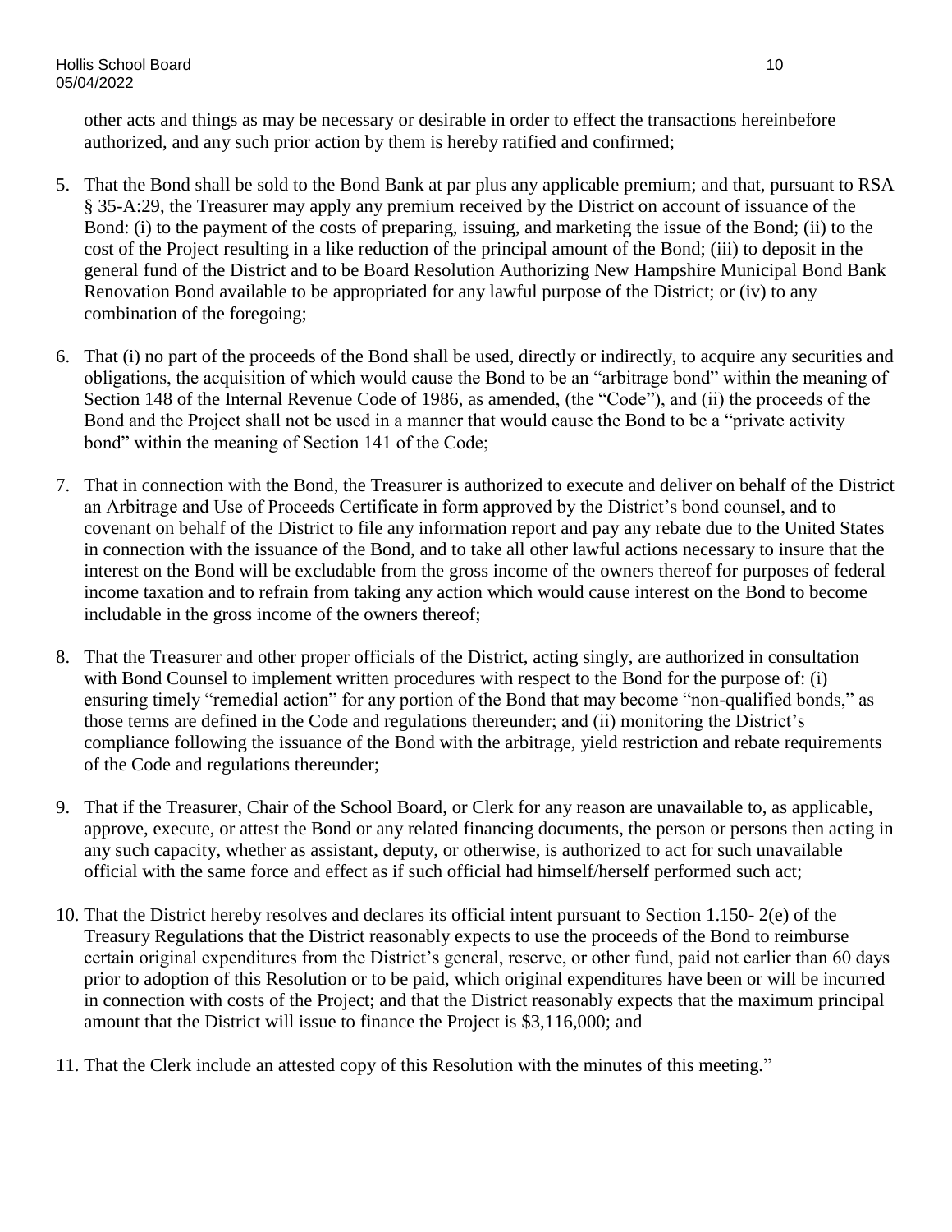other acts and things as may be necessary or desirable in order to effect the transactions hereinbefore authorized, and any such prior action by them is hereby ratified and confirmed;

5. That the Bond shall be sold to the Bond Bank at par plus any applicable premium; and that, pursuant to RSA § 35-A:29, the Treasurer may apply any premium received by the District on account of issuance of the Bond: (i) to the payment of the costs of preparing, issuing, and marketing the issue of the Bond; (ii) to the cost of the Project resulting in a like reduction of the principal amount of the Bond; (iii) to deposit in the general fund of the District and to be Board Resolution Authorizing New Hampshire Municipal Bond Bank Renovation Bond available to be appropriated for any lawful purpose of the District; or (iv) to any combination of the foregoing;

6. That (i) no part of the proceeds of the Bond shall be used, directly or indirectly, to acquire any securities and obligations, the acquisition of which would cause the Bond to be an "arbitrage bond" within the meaning of Section 148 of the Internal Revenue Code of 1986, as amended, (the "Code"), and (ii) the proceeds of the Bond and the Project shall not be used in a manner that would cause the Bond to be a "private activity bond" within the meaning of Section 141 of the Code;

7. That in connection with the Bond, the Treasurer is authorized to execute and deliver on behalf of the District an Arbitrage and Use of Proceeds Certificate in form approved by the District's bond counsel, and to covenant on behalf of the District to file any information report and pay any rebate due to the United States in connection with the issuance of the Bond, and to take all other lawful actions necessary to insure that the interest on the Bond will be excludable from the gross income of the owners thereof for purposes of federal income taxation and to refrain from taking any action which would cause interest on the Bond to become includable in the gross income of the owners thereof;

8. That the Treasurer and other proper officials of the District, acting singly, are authorized in consultation with Bond Counsel to implement written procedures with respect to the Bond for the purpose of: (i) ensuring timely "remedial action" for any portion of the Bond that may become "non-qualified bonds," as those terms are defined in the Code and regulations thereunder; and (ii) monitoring the District's compliance following the issuance of the Bond with the arbitrage, yield restriction and rebate requirements of the Code and regulations thereunder;

9. That if the Treasurer, Chair of the School Board, or Clerk for any reason are unavailable to, as applicable, approve, execute, or attest the Bond or any related financing documents, the person or persons then acting in any such capacity, whether as assistant, deputy, or otherwise, is authorized to act for such unavailable official with the same force and effect as if such official had himself/herself performed such act;

10. That the District hereby resolves and declares its official intent pursuant to Section 1.150- 2(e) of the Treasury Regulations that the District reasonably expects to use the proceeds of the Bond to reimburse certain original expenditures from the District's general, reserve, or other fund, paid not earlier than 60 days prior to adoption of this Resolution or to be paid, which original expenditures have been or will be incurred in connection with costs of the Project; and that the District reasonably expects that the maximum principal amount that the District will issue to finance the Project is $3,116,000; and

11. That the Clerk include an attested copy of this Resolution with the minutes of this meeting."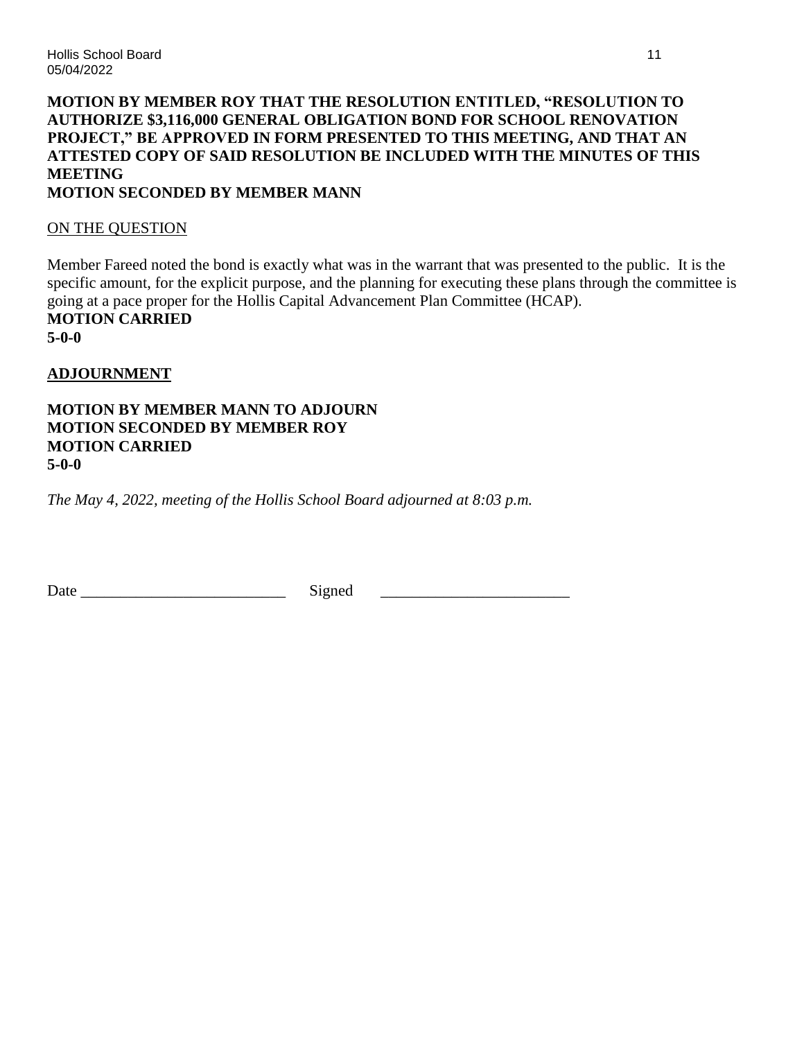**MOTION BY MEMBER ROY THAT THE RESOLUTION ENTITLED, "RESOLUTION TO AUTHORIZE $3,116,000 GENERAL OBLIGATION BOND FOR SCHOOL RENOVATION PROJECT," BE APPROVED IN FORM PRESENTED TO THIS MEETING, AND THAT AN ATTESTED COPY OF SAID RESOLUTION BE INCLUDED WITH THE MINUTES OF THIS MEETING**
**MOTION SECONDED BY MEMBER MANN**

<u>ON THE QUESTION</u>

Member Fareed noted the bond is exactly what was in the warrant that was presented to the public. It is the specific amount, for the explicit purpose, and the planning for executing these plans through the committee is going at a pace proper for the Hollis Capital Advancement Plan Committee (HCAP).
**MOTION CARRIED**
**5-0-0**

## ADJOURNMENT

**MOTION BY MEMBER MANN TO ADJOURN**
**MOTION SECONDED BY MEMBER ROY**
**MOTION CARRIED**
**5-0-0**

*The May 4, 2022, meeting of the Hollis School Board adjourned at 8:03 p.m.*

Date __________________________ Signed ________________________